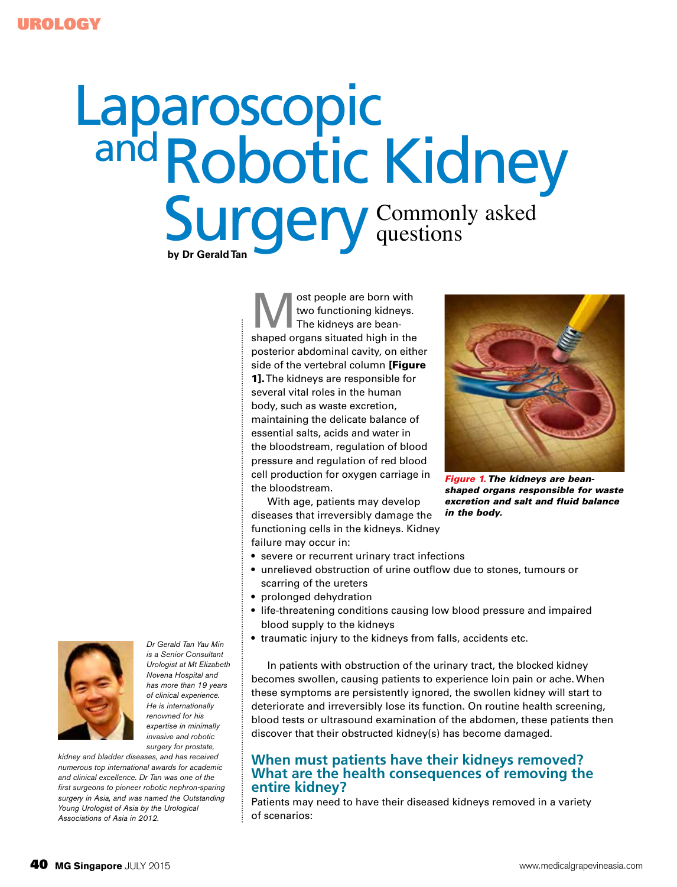UROLOGY

# Laparoscopic and Robotic Kidney Surgery

## Commonly asked questions

**by Dr Gerald Tan**

Most people are born with two functioning kidneys. The kidneys are bean-shaped organs situated high in the posterior abdominal cavity, on either side of the vertebral column **[Figure 1].** The kidneys are responsible for several vital roles in the human body, such as waste excretion, maintaining the delicate balance of essential salts, acids and water in the bloodstream, regulation of blood pressure and regulation of red blood cell production for oxygen carriage in the bloodstream.

***Figure 1.*** ***The kidneys are bean-shaped organs responsible for waste excretion and salt and fluid balance in the body.***

With age, patients may develop diseases that irreversibly damage the functioning cells in the kidneys. Kidney failure may occur in:

- severe or recurrent urinary tract infections
- unrelieved obstruction of urine outflow due to stones, tumours or scarring of the ureters
- prolonged dehydration
- life-threatening conditions causing low blood pressure and impaired blood supply to the kidneys
- traumatic injury to the kidneys from falls, accidents etc.

In patients with obstruction of the urinary tract, the blocked kidney becomes swollen, causing patients to experience loin pain or ache. When these symptoms are persistently ignored, the swollen kidney will start to deteriorate and irreversibly lose its function. On routine health screening, blood tests or ultrasound examination of the abdomen, these patients then discover that their obstructed kidney(s) has become damaged.

### When must patients have their kidneys removed? What are the health consequences of removing the entire kidney?

Patients may need to have their diseased kidneys removed in a variety of scenarios:

*Dr Gerald Tan Yau Min is a Senior Consultant Urologist at Mt Elizabeth Novena Hospital and has more than 19 years of clinical experience. He is internationally renowned for his expertise in minimally invasive and robotic surgery for prostate, kidney and bladder diseases, and has received numerous top international awards for academic and clinical excellence. Dr Tan was one of the first surgeons to pioneer robotic nephron-sparing surgery in Asia, and was named the Outstanding Young Urologist of Asia by the Urological Associations of Asia in 2012.*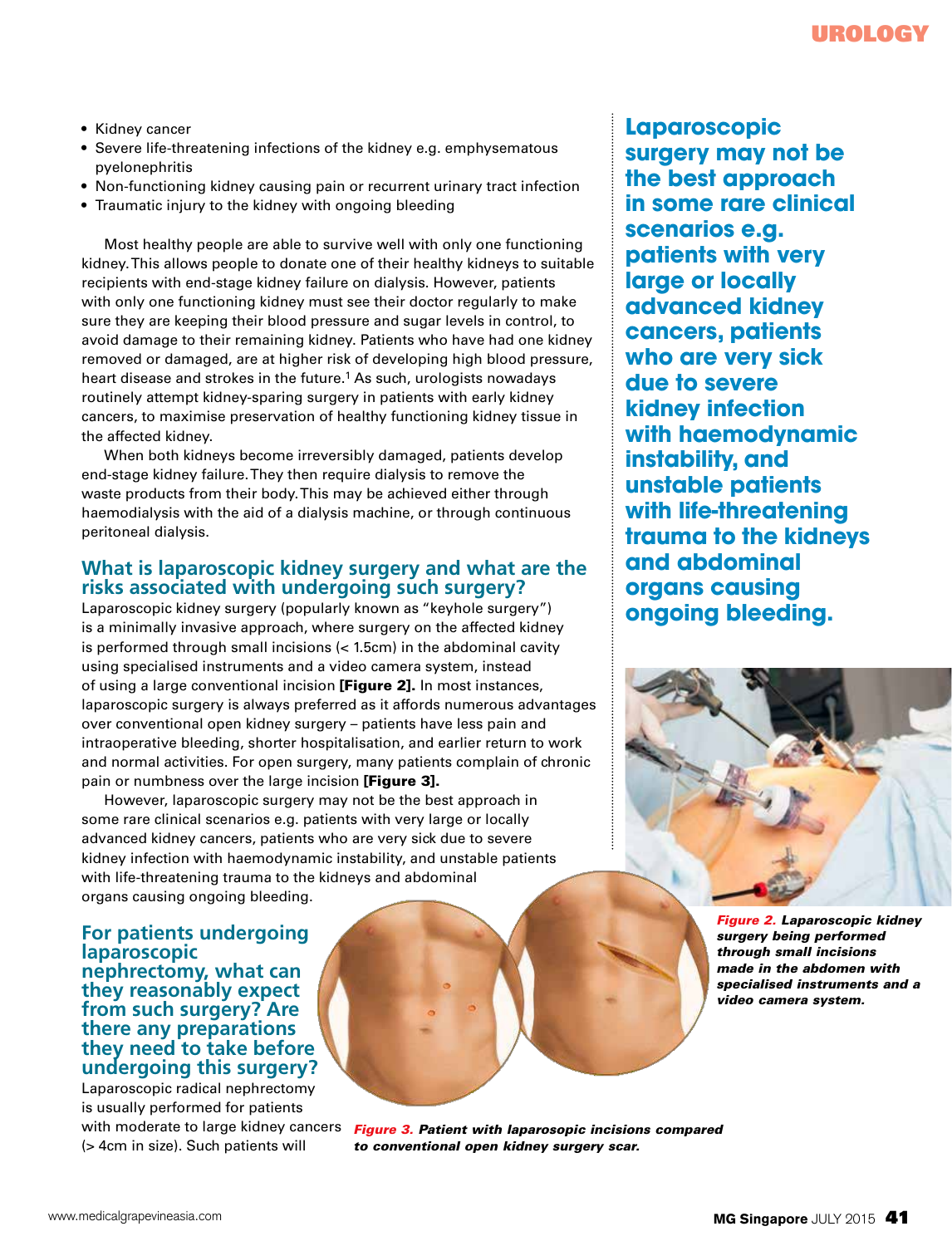- Kidney cancer
- Severe life-threatening infections of the kidney e.g. emphysematous pyelonephritis
- Non-functioning kidney causing pain or recurrent urinary tract infection
- Traumatic injury to the kidney with ongoing bleeding

Most healthy people are able to survive well with only one functioning kidney. This allows people to donate one of their healthy kidneys to suitable recipients with end-stage kidney failure on dialysis. However, patients with only one functioning kidney must see their doctor regularly to make sure they are keeping their blood pressure and sugar levels in control, to avoid damage to their remaining kidney. Patients who have had one kidney removed or damaged, are at higher risk of developing high blood pressure, heart disease and strokes in the future.[1] As such, urologists nowadays routinely attempt kidney-sparing surgery in patients with early kidney cancers, to maximise preservation of healthy functioning kidney tissue in the affected kidney.

When both kidneys become irreversibly damaged, patients develop end-stage kidney failure. They then require dialysis to remove the waste products from their body. This may be achieved either through haemodialysis with the aid of a dialysis machine, or through continuous peritoneal dialysis.

## What is laparoscopic kidney surgery and what are the risks associated with undergoing such surgery?

Laparoscopic kidney surgery (popularly known as "keyhole surgery") is a minimally invasive approach, where surgery on the affected kidney is performed through small incisions (< 1.5cm) in the abdominal cavity using specialised instruments and a video camera system, instead of using a large conventional incision **[Figure 2].** In most instances, laparoscopic surgery is always preferred as it affords numerous advantages over conventional open kidney surgery – patients have less pain and intraoperative bleeding, shorter hospitalisation, and earlier return to work and normal activities. For open surgery, many patients complain of chronic pain or numbness over the large incision **[Figure 3].**

However, laparoscopic surgery may not be the best approach in some rare clinical scenarios e.g. patients with very large or locally advanced kidney cancers, patients who are very sick due to severe kidney infection with haemodynamic instability, and unstable patients with life-threatening trauma to the kidneys and abdominal organs causing ongoing bleeding.

**Laparoscopic surgery may not be the best approach in some rare clinical scenarios e.g. patients with very large or locally advanced kidney cancers, patients who are very sick due to severe kidney infection with haemodynamic instability, and unstable patients with life-threatening trauma to the kidneys and abdominal organs causing ongoing bleeding.**

*Figure 2.* ***Laparoscopic kidney surgery being performed through small incisions made in the abdomen with specialised instruments and a video camera system.***

*Figure 3.* ***Patient with laparosopic incisions compared to conventional open kidney surgery scar.***

## For patients undergoing laparoscopic nephrectomy, what can they reasonably expect from such surgery? Are there any preparations they need to take before undergoing this surgery?

Laparoscopic radical nephrectomy is usually performed for patients with moderate to large kidney cancers (> 4cm in size). Such patients will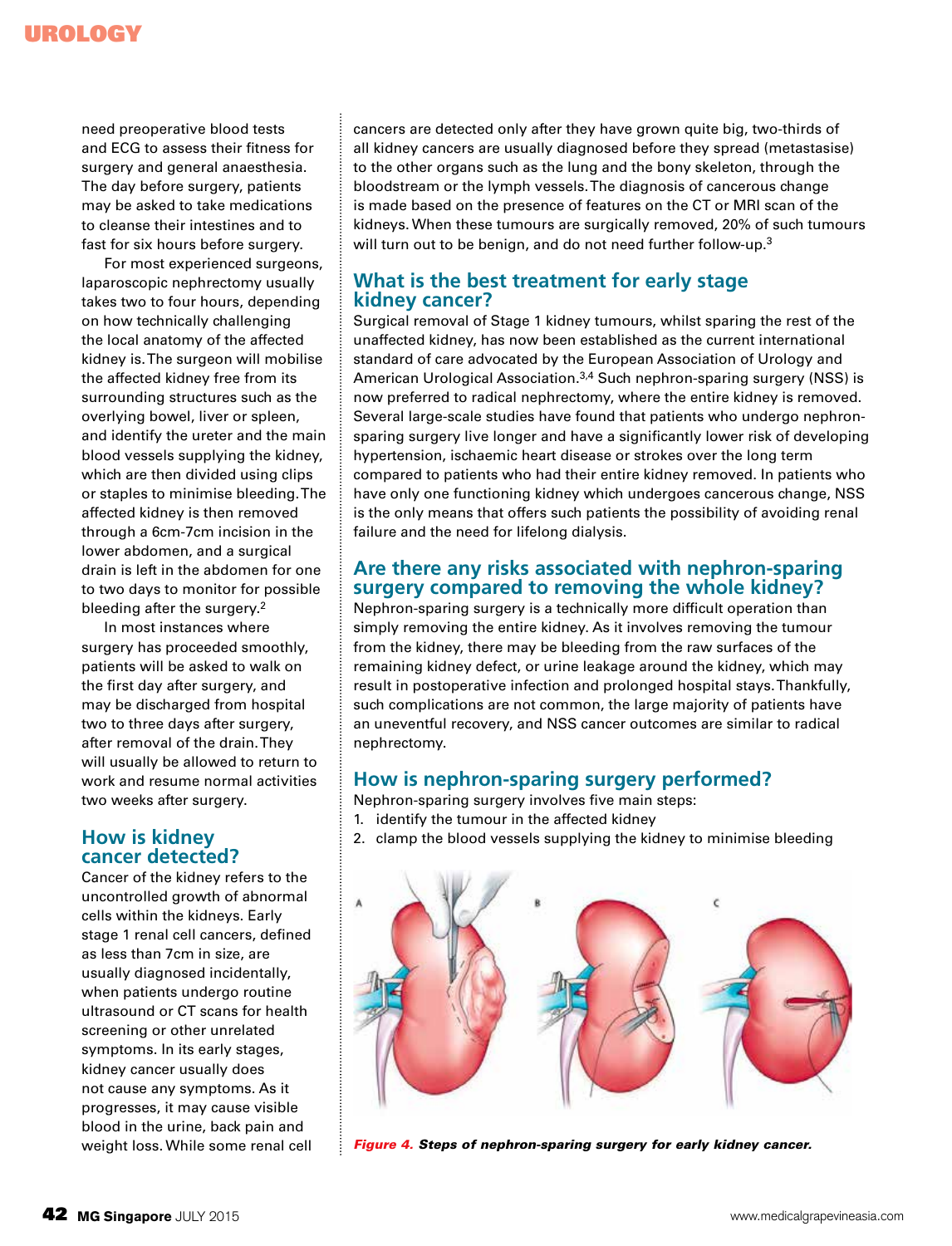need preoperative blood tests and ECG to assess their fitness for surgery and general anaesthesia. The day before surgery, patients may be asked to take medications to cleanse their intestines and to fast for six hours before surgery.

For most experienced surgeons, laparoscopic nephrectomy usually takes two to four hours, depending on how technically challenging the local anatomy of the affected kidney is. The surgeon will mobilise the affected kidney free from its surrounding structures such as the overlying bowel, liver or spleen, and identify the ureter and the main blood vessels supplying the kidney, which are then divided using clips or staples to minimise bleeding. The affected kidney is then removed through a 6cm-7cm incision in the lower abdomen, and a surgical drain is left in the abdomen for one to two days to monitor for possible bleeding after the surgery.[2]

In most instances where surgery has proceeded smoothly, patients will be asked to walk on the first day after surgery, and may be discharged from hospital two to three days after surgery, after removal of the drain. They will usually be allowed to return to work and resume normal activities two weeks after surgery.

## How is kidney cancer detected?

Cancer of the kidney refers to the uncontrolled growth of abnormal cells within the kidneys. Early stage 1 renal cell cancers, defined as less than 7cm in size, are usually diagnosed incidentally, when patients undergo routine ultrasound or CT scans for health screening or other unrelated symptoms. In its early stages, kidney cancer usually does not cause any symptoms. As it progresses, it may cause visible blood in the urine, back pain and weight loss. While some renal cell cancers are detected only after they have grown quite big, two-thirds of all kidney cancers are usually diagnosed before they spread (metastasise) to the other organs such as the lung and the bony skeleton, through the bloodstream or the lymph vessels. The diagnosis of cancerous change is made based on the presence of features on the CT or MRI scan of the kidneys. When these tumours are surgically removed, 20% of such tumours will turn out to be benign, and do not need further follow-up.[3]

## What is the best treatment for early stage kidney cancer?

Surgical removal of Stage 1 kidney tumours, whilst sparing the rest of the unaffected kidney, has now been established as the current international standard of care advocated by the European Association of Urology and American Urological Association.[3,4] Such nephron-sparing surgery (NSS) is now preferred to radical nephrectomy, where the entire kidney is removed. Several large-scale studies have found that patients who undergo nephron-sparing surgery live longer and have a significantly lower risk of developing hypertension, ischaemic heart disease or strokes over the long term compared to patients who had their entire kidney removed. In patients who have only one functioning kidney which undergoes cancerous change, NSS is the only means that offers such patients the possibility of avoiding renal failure and the need for lifelong dialysis.

## Are there any risks associated with nephron-sparing surgery compared to removing the whole kidney?

Nephron-sparing surgery is a technically more difficult operation than simply removing the entire kidney. As it involves removing the tumour from the kidney, there may be bleeding from the raw surfaces of the remaining kidney defect, or urine leakage around the kidney, which may result in postoperative infection and prolonged hospital stays. Thankfully, such complications are not common, the large majority of patients have an uneventful recovery, and NSS cancer outcomes are similar to radical nephrectomy.

## How is nephron-sparing surgery performed?

Nephron-sparing surgery involves five main steps:

1. identify the tumour in the affected kidney
2. clamp the blood vessels supplying the kidney to minimise bleeding

***Figure 4.*** ***Steps of nephron-sparing surgery for early kidney cancer.***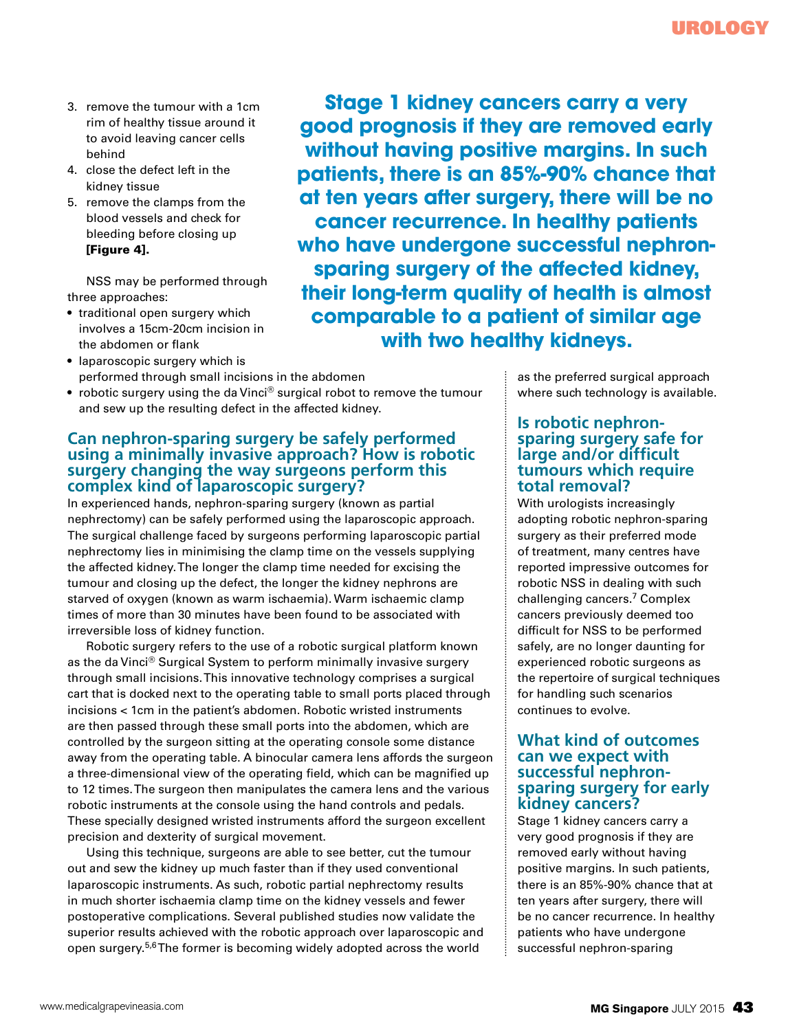3. remove the tumour with a 1cm rim of healthy tissue around it to avoid leaving cancer cells behind
4. close the defect left in the kidney tissue
5. remove the clamps from the blood vessels and check for bleeding before closing up **[Figure 4].**

**Stage 1 kidney cancers carry a very good prognosis if they are removed early without having positive margins. In such patients, there is an 85%-90% chance that at ten years after surgery, there will be no cancer recurrence. In healthy patients who have undergone successful nephron-sparing surgery of the affected kidney, their long-term quality of health is almost comparable to a patient of similar age with two healthy kidneys.**

NSS may be performed through three approaches:

- traditional open surgery which involves a 15cm-20cm incision in the abdomen or flank
- laparoscopic surgery which is performed through small incisions in the abdomen
- robotic surgery using the da Vinci® surgical robot to remove the tumour and sew up the resulting defect in the affected kidney.

## Can nephron-sparing surgery be safely performed using a minimally invasive approach? How is robotic surgery changing the way surgeons perform this complex kind of laparoscopic surgery?

In experienced hands, nephron-sparing surgery (known as partial nephrectomy) can be safely performed using the laparoscopic approach. The surgical challenge faced by surgeons performing laparoscopic partial nephrectomy lies in minimising the clamp time on the vessels supplying the affected kidney. The longer the clamp time needed for excising the tumour and closing up the defect, the longer the kidney nephrons are starved of oxygen (known as warm ischaemia). Warm ischaemic clamp times of more than 30 minutes have been found to be associated with irreversible loss of kidney function.

Robotic surgery refers to the use of a robotic surgical platform known as the da Vinci® Surgical System to perform minimally invasive surgery through small incisions. This innovative technology comprises a surgical cart that is docked next to the operating table to small ports placed through incisions < 1cm in the patient's abdomen. Robotic wristed instruments are then passed through these small ports into the abdomen, which are controlled by the surgeon sitting at the operating console some distance away from the operating table. A binocular camera lens affords the surgeon a three-dimensional view of the operating field, which can be magnified up to 12 times. The surgeon then manipulates the camera lens and the various robotic instruments at the console using the hand controls and pedals. These specially designed wristed instruments afford the surgeon excellent precision and dexterity of surgical movement.

Using this technique, surgeons are able to see better, cut the tumour out and sew the kidney up much faster than if they used conventional laparoscopic instruments. As such, robotic partial nephrectomy results in much shorter ischaemia clamp time on the kidney vessels and fewer postoperative complications. Several published studies now validate the superior results achieved with the robotic approach over laparoscopic and open surgery.[5,6] The former is becoming widely adopted across the world as the preferred surgical approach where such technology is available.

## Is robotic nephron-sparing surgery safe for large and/or difficult tumours which require total removal?

With urologists increasingly adopting robotic nephron-sparing surgery as their preferred mode of treatment, many centres have reported impressive outcomes for robotic NSS in dealing with such challenging cancers.[7] Complex cancers previously deemed too difficult for NSS to be performed safely, are no longer daunting for experienced robotic surgeons as the repertoire of surgical techniques for handling such scenarios continues to evolve.

## What kind of outcomes can we expect with successful nephron-sparing surgery for early kidney cancers?

Stage 1 kidney cancers carry a very good prognosis if they are removed early without having positive margins. In such patients, there is an 85%-90% chance that at ten years after surgery, there will be no cancer recurrence. In healthy patients who have undergone successful nephron-sparing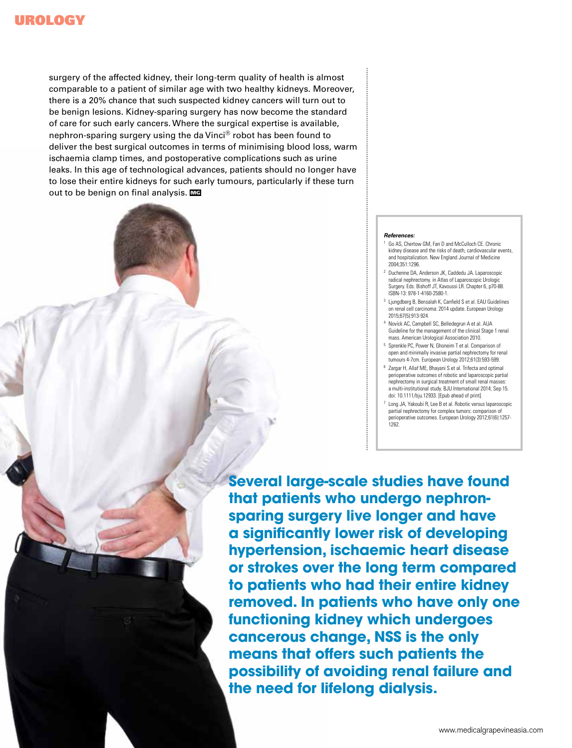surgery of the affected kidney, their long-term quality of health is almost comparable to a patient of similar age with two healthy kidneys. Moreover, there is a 20% chance that such suspected kidney cancers will turn out to be benign lesions. Kidney-sparing surgery has now become the standard of care for such early cancers. Where the surgical expertise is available, nephron-sparing surgery using the da Vinci® robot has been found to deliver the best surgical outcomes in terms of minimising blood loss, warm ischaemia clamp times, and postoperative complications such as urine leaks. In this age of technological advances, patients should no longer have to lose their entire kidneys for such early tumours, particularly if these turn out to be benign on final analysis. MG

***References:***

1. Go AS, Chertow GM, Fan D and McCulloch CE. Chronic kidney disease and the risks of death, cardiovascular events, and hospitalization. New England Journal of Medicine 2004;351:1296.
2. Duchenne DA, Anderson JK, Caddedu JA. Laparoscopic radical nephrectomy. in Atlas of Laparoscopic Urologic Surgery. Eds. Bishoff JT, Kavoussi LR. Chapter 6, p70-88. ISBN-13: 978-1-4160-2580-1.
3. Ljungdberg B, Bensalah K, Canfield S et al. EAU Guidelines on renal cell carcinoma: 2014 update. European Urology 2015;67(5):913-924.
4. Novick AC, Campbell SC, Belledegrun A et al. AUA Guideline for the management of the clinical Stage 1 renal mass. American Urological Association 2010.
5. Sprenkle PC, Power N, Ghoneim T et al. Comparison of open and minimally invasive partial nephrectomy for renal tumours 4-7cm. European Urology 2012;61(3):593-599.
6. Zargar H, Allaf ME, Bhayani S et al. Trifecta and optimal perioperative outcomes of robotic and laparoscopic partial nephrectomy in surgical treatment of small renal masses: a multi-institutional study. BJU International 2014; Sep 15. doi: 10.1111/bju.12933. [Epub ahead of print].
7. Long JA, Yakoubi R, Lee B et al. Robotic versus laparoscopic partial nephrectomy for complex tumors: comparison of perioperative outcomes. European Urology 2012;61(6):1257-1262.

**Several large-scale studies have found that patients who undergo nephron-sparing surgery live longer and have a significantly lower risk of developing hypertension, ischaemic heart disease or strokes over the long term compared to patients who had their entire kidney removed. In patients who have only one functioning kidney which undergoes cancerous change, NSS is the only means that offers such patients the possibility of avoiding renal failure and the need for lifelong dialysis.**